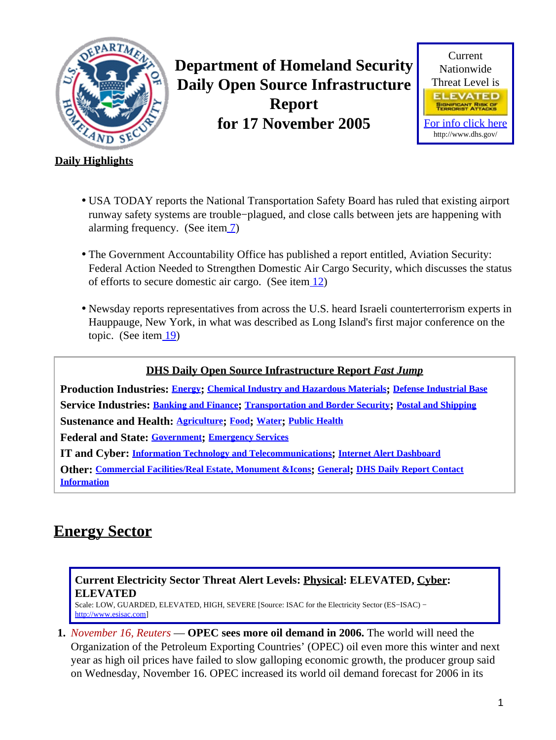# Department of Homeland Security Daily Open Source Infrastructure Report for 17 November 2005

Current Nationwide Threat Level is

ELEVATED
SIGNIFICANT RISK OF TERRORIST ATTACKS

For info click here
http://www.dhs.gov/

**Daily Highlights**

- USA TODAY reports the National Transportation Safety Board has ruled that existing airport runway safety systems are trouble−plagued, and close calls between jets are happening with alarming frequency. (See item 7)
- The Government Accountability Office has published a report entitled, Aviation Security: Federal Action Needed to Strengthen Domestic Air Cargo Security, which discusses the status of efforts to secure domestic air cargo. (See item 12)
- Newsday reports representatives from across the U.S. heard Israeli counterterrorism experts in Hauppauge, New York, in what was described as Long Island's first major conference on the topic. (See item 19)

**DHS Daily Open Source Infrastructure Report *Fast Jump***

**Production Industries:** Energy; Chemical Industry and Hazardous Materials; Defense Industrial Base
**Service Industries:** Banking and Finance; Transportation and Border Security; Postal and Shipping
**Sustenance and Health:** Agriculture; Food; Water; Public Health
**Federal and State:** Government; Emergency Services
**IT and Cyber:** Information Technology and Telecommunications; Internet Alert Dashboard
**Other:** Commercial Facilities/Real Estate, Monument &Icons; General; DHS Daily Report Contact Information

## Energy Sector

**Current Electricity Sector Threat Alert Levels: Physical: ELEVATED, Cyber: ELEVATED**
Scale: LOW, GUARDED, ELEVATED, HIGH, SEVERE [Source: ISAC for the Electricity Sector (ES−ISAC) − http://www.esisac.com]

1. *November 16, Reuters* — **OPEC sees more oil demand in 2006.** The world will need the Organization of the Petroleum Exporting Countries' (OPEC) oil even more this winter and next year as high oil prices have failed to slow galloping economic growth, the producer group said on Wednesday, November 16. OPEC increased its world oil demand forecast for 2006 in its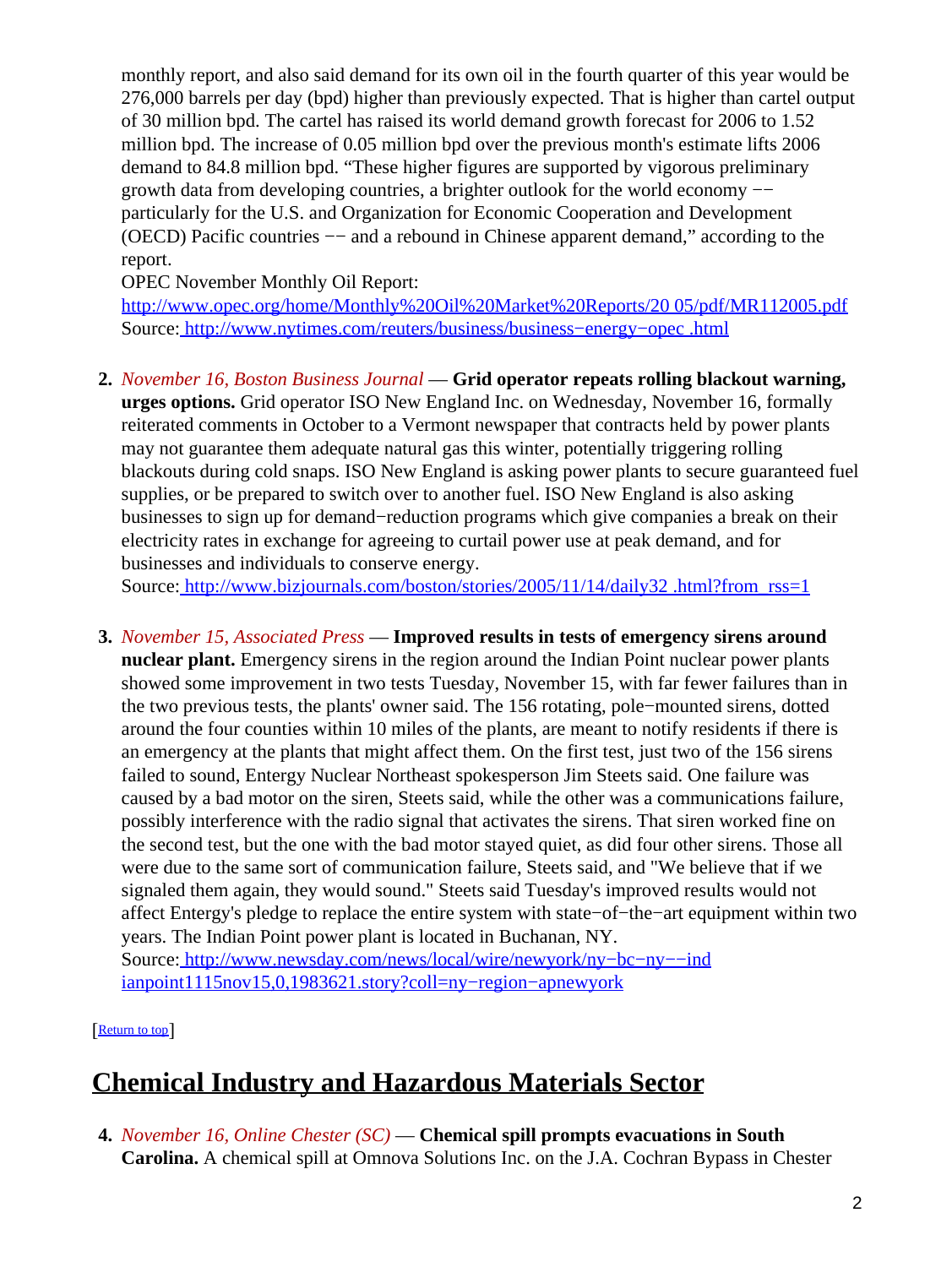monthly report, and also said demand for its own oil in the fourth quarter of this year would be 276,000 barrels per day (bpd) higher than previously expected. That is higher than cartel output of 30 million bpd. The cartel has raised its world demand growth forecast for 2006 to 1.52 million bpd. The increase of 0.05 million bpd over the previous month's estimate lifts 2006 demand to 84.8 million bpd. "These higher figures are supported by vigorous preliminary growth data from developing countries, a brighter outlook for the world economy −− particularly for the U.S. and Organization for Economic Cooperation and Development (OECD) Pacific countries −− and a rebound in Chinese apparent demand," according to the report.
OPEC November Monthly Oil Report:
http://www.opec.org/home/Monthly%20Oil%20Market%20Reports/20 05/pdf/MR112005.pdf
Source: http://www.nytimes.com/reuters/business/business−energy−opec .html

2. *November 16, Boston Business Journal* — **Grid operator repeats rolling blackout warning, urges options.** Grid operator ISO New England Inc. on Wednesday, November 16, formally reiterated comments in October to a Vermont newspaper that contracts held by power plants may not guarantee them adequate natural gas this winter, potentially triggering rolling blackouts during cold snaps. ISO New England is asking power plants to secure guaranteed fuel supplies, or be prepared to switch over to another fuel. ISO New England is also asking businesses to sign up for demand−reduction programs which give companies a break on their electricity rates in exchange for agreeing to curtail power use at peak demand, and for businesses and individuals to conserve energy.
Source: http://www.bizjournals.com/boston/stories/2005/11/14/daily32 .html?from_rss=1

3. *November 15, Associated Press* — **Improved results in tests of emergency sirens around nuclear plant.** Emergency sirens in the region around the Indian Point nuclear power plants showed some improvement in two tests Tuesday, November 15, with far fewer failures than in the two previous tests, the plants' owner said. The 156 rotating, pole−mounted sirens, dotted around the four counties within 10 miles of the plants, are meant to notify residents if there is an emergency at the plants that might affect them. On the first test, just two of the 156 sirens failed to sound, Entergy Nuclear Northeast spokesperson Jim Steets said. One failure was caused by a bad motor on the siren, Steets said, while the other was a communications failure, possibly interference with the radio signal that activates the sirens. That siren worked fine on the second test, but the one with the bad motor stayed quiet, as did four other sirens. Those all were due to the same sort of communication failure, Steets said, and "We believe that if we signaled them again, they would sound." Steets said Tuesday's improved results would not affect Entergy's pledge to replace the entire system with state−of−the−art equipment within two years. The Indian Point power plant is located in Buchanan, NY.
Source: http://www.newsday.com/news/local/wire/newyork/ny−bc−ny−−ind ianpoint1115nov15,0,1983621.story?coll=ny−region−apnewyork

[Return to top]

## Chemical Industry and Hazardous Materials Sector

4. *November 16, Online Chester (SC)* — **Chemical spill prompts evacuations in South Carolina.** A chemical spill at Omnova Solutions Inc. on the J.A. Cochran Bypass in Chester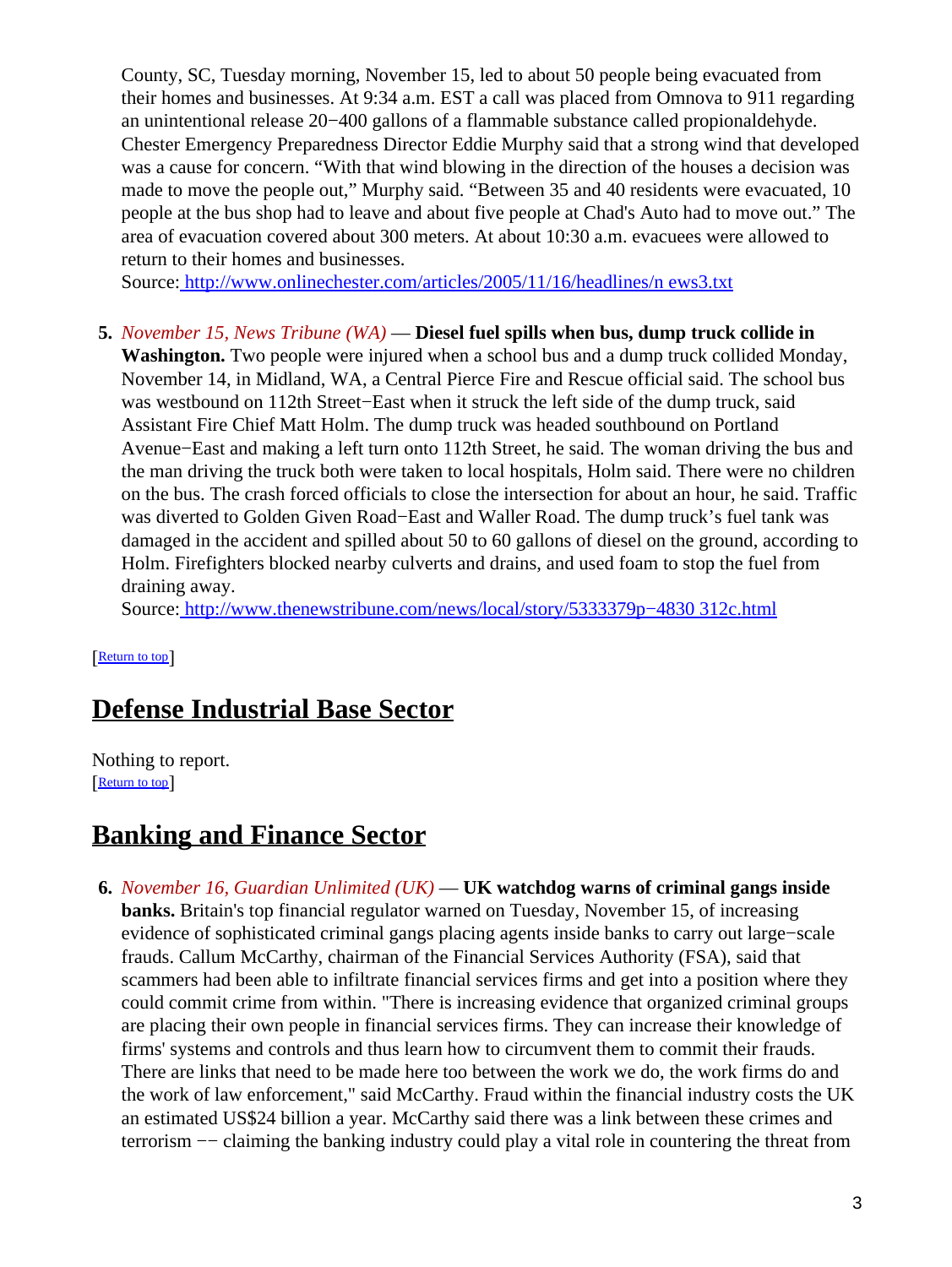County, SC, Tuesday morning, November 15, led to about 50 people being evacuated from their homes and businesses. At 9:34 a.m. EST a call was placed from Omnova to 911 regarding an unintentional release 20−400 gallons of a flammable substance called propionaldehyde. Chester Emergency Preparedness Director Eddie Murphy said that a strong wind that developed was a cause for concern. “With that wind blowing in the direction of the houses a decision was made to move the people out,” Murphy said. “Between 35 and 40 residents were evacuated, 10 people at the bus shop had to leave and about five people at Chad's Auto had to move out.” The area of evacuation covered about 300 meters. At about 10:30 a.m. evacuees were allowed to return to their homes and businesses.
Source: [http://www.onlinechester.com/articles/2005/11/16/headlines/n ews3.txt](http://www.onlinechester.com/articles/2005/11/16/headlines/news3.txt)

5. *November 15, News Tribune (WA)* — **Diesel fuel spills when bus, dump truck collide in Washington.** Two people were injured when a school bus and a dump truck collided Monday, November 14, in Midland, WA, a Central Pierce Fire and Rescue official said. The school bus was westbound on 112th Street−East when it struck the left side of the dump truck, said Assistant Fire Chief Matt Holm. The dump truck was headed southbound on Portland Avenue−East and making a left turn onto 112th Street, he said. The woman driving the bus and the man driving the truck both were taken to local hospitals, Holm said. There were no children on the bus. The crash forced officials to close the intersection for about an hour, he said. Traffic was diverted to Golden Given Road−East and Waller Road. The dump truck’s fuel tank was damaged in the accident and spilled about 50 to 60 gallons of diesel on the ground, according to Holm. Firefighters blocked nearby culverts and drains, and used foam to stop the fuel from draining away.
Source: [http://www.thenewstribune.com/news/local/story/5333379p−4830 312c.html](http://www.thenewstribune.com/news/local/story/5333379p-4830312c.html)

[Return to top]

## Defense Industrial Base Sector

Nothing to report.
[Return to top]

## Banking and Finance Sector

6. *November 16, Guardian Unlimited (UK)* — **UK watchdog warns of criminal gangs inside banks.** Britain's top financial regulator warned on Tuesday, November 15, of increasing evidence of sophisticated criminal gangs placing agents inside banks to carry out large−scale frauds. Callum McCarthy, chairman of the Financial Services Authority (FSA), said that scammers had been able to infiltrate financial services firms and get into a position where they could commit crime from within. "There is increasing evidence that organized criminal groups are placing their own people in financial services firms. They can increase their knowledge of firms' systems and controls and thus learn how to circumvent them to commit their frauds. There are links that need to be made here too between the work we do, the work firms do and the work of law enforcement," said McCarthy. Fraud within the financial industry costs the UK an estimated US$24 billion a year. McCarthy said there was a link between these crimes and terrorism −− claiming the banking industry could play a vital role in countering the threat from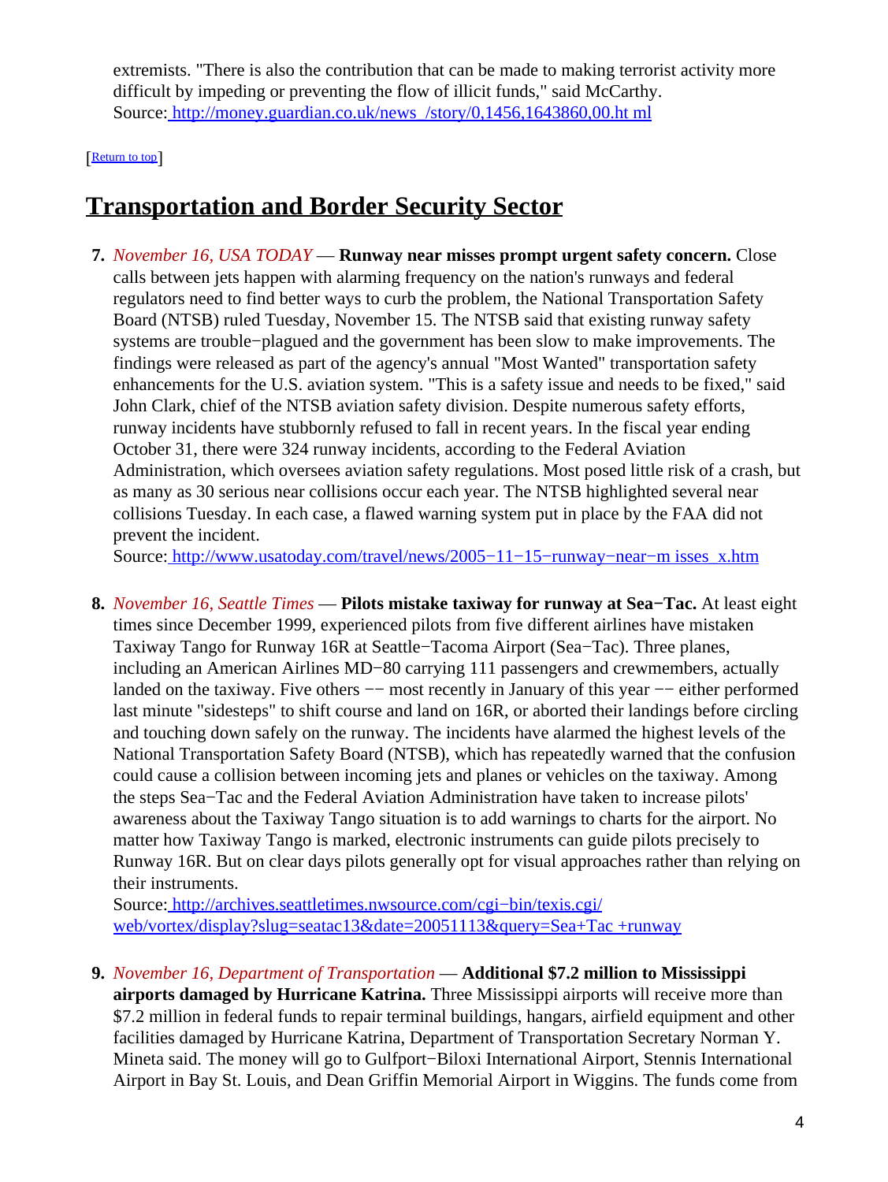extremists. "There is also the contribution that can be made to making terrorist activity more difficult by impeding or preventing the flow of illicit funds," said McCarthy.
Source: http://money.guardian.co.uk/news_/story/0,1456,1643860,00.ht ml

[Return to top]

## Transportation and Border Security Sector

7. *November 16, USA TODAY* — **Runway near misses prompt urgent safety concern.** Close calls between jets happen with alarming frequency on the nation's runways and federal regulators need to find better ways to curb the problem, the National Transportation Safety Board (NTSB) ruled Tuesday, November 15. The NTSB said that existing runway safety systems are trouble−plagued and the government has been slow to make improvements. The findings were released as part of the agency's annual "Most Wanted" transportation safety enhancements for the U.S. aviation system. "This is a safety issue and needs to be fixed," said John Clark, chief of the NTSB aviation safety division. Despite numerous safety efforts, runway incidents have stubbornly refused to fall in recent years. In the fiscal year ending October 31, there were 324 runway incidents, according to the Federal Aviation Administration, which oversees aviation safety regulations. Most posed little risk of a crash, but as many as 30 serious near collisions occur each year. The NTSB highlighted several near collisions Tuesday. In each case, a flawed warning system put in place by the FAA did not prevent the incident.
Source: http://www.usatoday.com/travel/news/2005−11−15−runway−near−m isses_x.htm

8. *November 16, Seattle Times* — **Pilots mistake taxiway for runway at Sea−Tac.** At least eight times since December 1999, experienced pilots from five different airlines have mistaken Taxiway Tango for Runway 16R at Seattle−Tacoma Airport (Sea−Tac). Three planes, including an American Airlines MD−80 carrying 111 passengers and crewmembers, actually landed on the taxiway. Five others −− most recently in January of this year −− either performed last minute "sidesteps" to shift course and land on 16R, or aborted their landings before circling and touching down safely on the runway. The incidents have alarmed the highest levels of the National Transportation Safety Board (NTSB), which has repeatedly warned that the confusion could cause a collision between incoming jets and planes or vehicles on the taxiway. Among the steps Sea−Tac and the Federal Aviation Administration have taken to increase pilots' awareness about the Taxiway Tango situation is to add warnings to charts for the airport. No matter how Taxiway Tango is marked, electronic instruments can guide pilots precisely to Runway 16R. But on clear days pilots generally opt for visual approaches rather than relying on their instruments.
Source: http://archives.seattletimes.nwsource.com/cgi−bin/texis.cgi/ web/vortex/display?slug=seatac13&date=20051113&query=Sea+Tac +runway

9. *November 16, Department of Transportation* — **Additional $7.2 million to Mississippi airports damaged by Hurricane Katrina.** Three Mississippi airports will receive more than $7.2 million in federal funds to repair terminal buildings, hangars, airfield equipment and other facilities damaged by Hurricane Katrina, Department of Transportation Secretary Norman Y. Mineta said. The money will go to Gulfport−Biloxi International Airport, Stennis International Airport in Bay St. Louis, and Dean Griffin Memorial Airport in Wiggins. The funds come from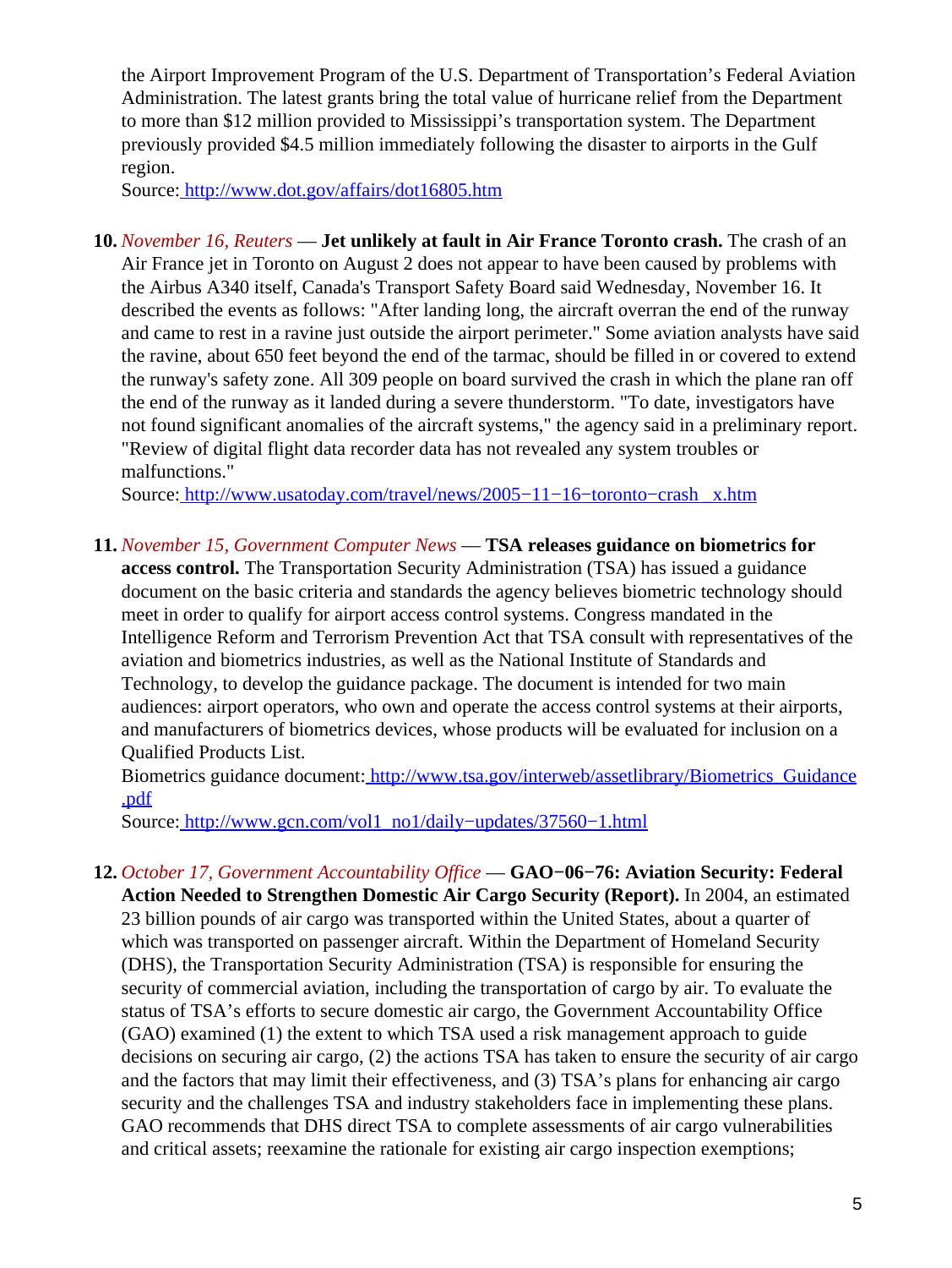the Airport Improvement Program of the U.S. Department of Transportation's Federal Aviation Administration. The latest grants bring the total value of hurricane relief from the Department to more than $12 million provided to Mississippi's transportation system. The Department previously provided $4.5 million immediately following the disaster to airports in the Gulf region.
Source: http://www.dot.gov/affairs/dot16805.htm

10. *November 16, Reuters* — **Jet unlikely at fault in Air France Toronto crash.** The crash of an Air France jet in Toronto on August 2 does not appear to have been caused by problems with the Airbus A340 itself, Canada's Transport Safety Board said Wednesday, November 16. It described the events as follows: "After landing long, the aircraft overran the end of the runway and came to rest in a ravine just outside the airport perimeter." Some aviation analysts have said the ravine, about 650 feet beyond the end of the tarmac, should be filled in or covered to extend the runway's safety zone. All 309 people on board survived the crash in which the plane ran off the end of the runway as it landed during a severe thunderstorm. "To date, investigators have not found significant anomalies of the aircraft systems," the agency said in a preliminary report. "Review of digital flight data recorder data has not revealed any system troubles or malfunctions."
Source: http://www.usatoday.com/travel/news/2005−11−16−toronto−crash_x.htm

11. *November 15, Government Computer News* — **TSA releases guidance on biometrics for access control.** The Transportation Security Administration (TSA) has issued a guidance document on the basic criteria and standards the agency believes biometric technology should meet in order to qualify for airport access control systems. Congress mandated in the Intelligence Reform and Terrorism Prevention Act that TSA consult with representatives of the aviation and biometrics industries, as well as the National Institute of Standards and Technology, to develop the guidance package. The document is intended for two main audiences: airport operators, who own and operate the access control systems at their airports, and manufacturers of biometrics devices, whose products will be evaluated for inclusion on a Qualified Products List.
Biometrics guidance document: http://www.tsa.gov/interweb/assetlibrary/Biometrics_Guidance.pdf
Source: http://www.gcn.com/vol1_no1/daily−updates/37560−1.html

12. *October 17, Government Accountability Office* — **GAO−06−76: Aviation Security: Federal Action Needed to Strengthen Domestic Air Cargo Security (Report).** In 2004, an estimated 23 billion pounds of air cargo was transported within the United States, about a quarter of which was transported on passenger aircraft. Within the Department of Homeland Security (DHS), the Transportation Security Administration (TSA) is responsible for ensuring the security of commercial aviation, including the transportation of cargo by air. To evaluate the status of TSA's efforts to secure domestic air cargo, the Government Accountability Office (GAO) examined (1) the extent to which TSA used a risk management approach to guide decisions on securing air cargo, (2) the actions TSA has taken to ensure the security of air cargo and the factors that may limit their effectiveness, and (3) TSA's plans for enhancing air cargo security and the challenges TSA and industry stakeholders face in implementing these plans. GAO recommends that DHS direct TSA to complete assessments of air cargo vulnerabilities and critical assets; reexamine the rationale for existing air cargo inspection exemptions;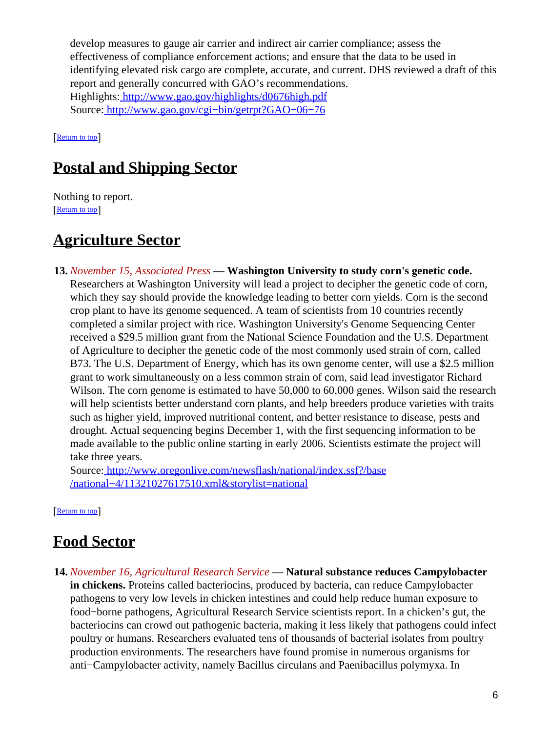develop measures to gauge air carrier and indirect air carrier compliance; assess the effectiveness of compliance enforcement actions; and ensure that the data to be used in identifying elevated risk cargo are complete, accurate, and current. DHS reviewed a draft of this report and generally concurred with GAO's recommendations.
Highlights: http://www.gao.gov/highlights/d0676high.pdf
Source: http://www.gao.gov/cgi−bin/getrpt?GAO−06−76

[Return to top]

## Postal and Shipping Sector

Nothing to report.
[Return to top]

## Agriculture Sector

**13.** *November 15, Associated Press* — **Washington University to study corn's genetic code.** Researchers at Washington University will lead a project to decipher the genetic code of corn, which they say should provide the knowledge leading to better corn yields. Corn is the second crop plant to have its genome sequenced. A team of scientists from 10 countries recently completed a similar project with rice. Washington University's Genome Sequencing Center received a $29.5 million grant from the National Science Foundation and the U.S. Department of Agriculture to decipher the genetic code of the most commonly used strain of corn, called B73. The U.S. Department of Energy, which has its own genome center, will use a $2.5 million grant to work simultaneously on a less common strain of corn, said lead investigator Richard Wilson. The corn genome is estimated to have 50,000 to 60,000 genes. Wilson said the research will help scientists better understand corn plants, and help breeders produce varieties with traits such as higher yield, improved nutritional content, and better resistance to disease, pests and drought. Actual sequencing begins December 1, with the first sequencing information to be made available to the public online starting in early 2006. Scientists estimate the project will take three years.
Source: http://www.oregonlive.com/newsflash/national/index.ssf?/base/national−4/11321027617510.xml&storylist=national

[Return to top]

## Food Sector

**14.** *November 16, Agricultural Research Service* — **Natural substance reduces Campylobacter in chickens.** Proteins called bacteriocins, produced by bacteria, can reduce Campylobacter pathogens to very low levels in chicken intestines and could help reduce human exposure to food−borne pathogens, Agricultural Research Service scientists report. In a chicken's gut, the bacteriocins can crowd out pathogenic bacteria, making it less likely that pathogens could infect poultry or humans. Researchers evaluated tens of thousands of bacterial isolates from poultry production environments. The researchers have found promise in numerous organisms for anti−Campylobacter activity, namely Bacillus circulans and Paenibacillus polymyxa. In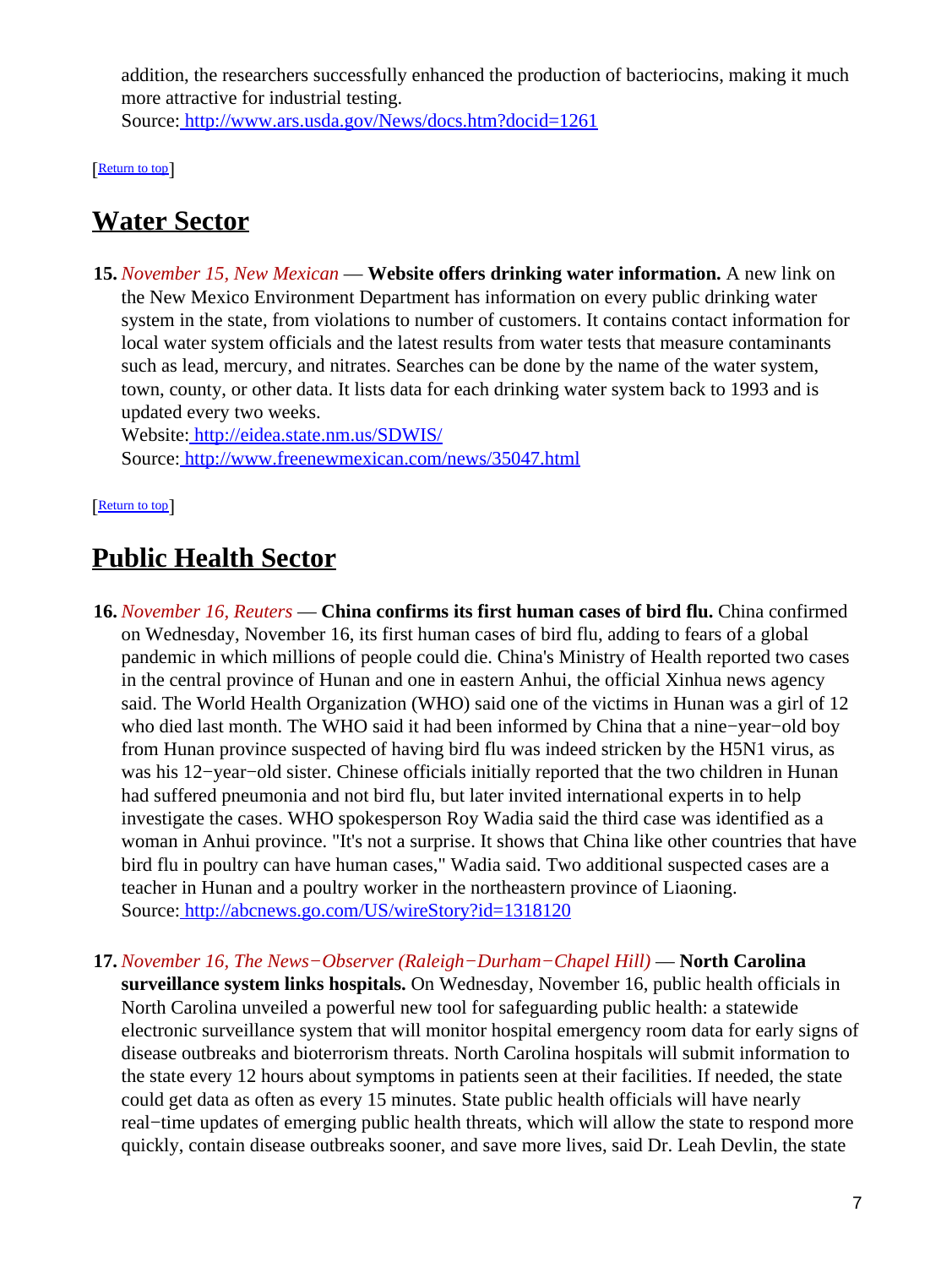addition, the researchers successfully enhanced the production of bacteriocins, making it much more attractive for industrial testing.
Source: http://www.ars.usda.gov/News/docs.htm?docid=1261

[Return to top]

## Water Sector

**15.** *November 15, New Mexican* — **Website offers drinking water information.** A new link on the New Mexico Environment Department has information on every public drinking water system in the state, from violations to number of customers. It contains contact information for local water system officials and the latest results from water tests that measure contaminants such as lead, mercury, and nitrates. Searches can be done by the name of the water system, town, county, or other data. It lists data for each drinking water system back to 1993 and is updated every two weeks.
Website: http://eidea.state.nm.us/SDWIS/
Source: http://www.freenewmexican.com/news/35047.html

[Return to top]

## Public Health Sector

**16.** *November 16, Reuters* — **China confirms its first human cases of bird flu.** China confirmed on Wednesday, November 16, its first human cases of bird flu, adding to fears of a global pandemic in which millions of people could die. China's Ministry of Health reported two cases in the central province of Hunan and one in eastern Anhui, the official Xinhua news agency said. The World Health Organization (WHO) said one of the victims in Hunan was a girl of 12 who died last month. The WHO said it had been informed by China that a nine−year−old boy from Hunan province suspected of having bird flu was indeed stricken by the H5N1 virus, as was his 12−year−old sister. Chinese officials initially reported that the two children in Hunan had suffered pneumonia and not bird flu, but later invited international experts in to help investigate the cases. WHO spokesperson Roy Wadia said the third case was identified as a woman in Anhui province. "It's not a surprise. It shows that China like other countries that have bird flu in poultry can have human cases," Wadia said. Two additional suspected cases are a teacher in Hunan and a poultry worker in the northeastern province of Liaoning.
Source: http://abcnews.go.com/US/wireStory?id=1318120

**17.** *November 16, The News−Observer (Raleigh−Durham−Chapel Hill)* — **North Carolina surveillance system links hospitals.** On Wednesday, November 16, public health officials in North Carolina unveiled a powerful new tool for safeguarding public health: a statewide electronic surveillance system that will monitor hospital emergency room data for early signs of disease outbreaks and bioterrorism threats. North Carolina hospitals will submit information to the state every 12 hours about symptoms in patients seen at their facilities. If needed, the state could get data as often as every 15 minutes. State public health officials will have nearly real−time updates of emerging public health threats, which will allow the state to respond more quickly, contain disease outbreaks sooner, and save more lives, said Dr. Leah Devlin, the state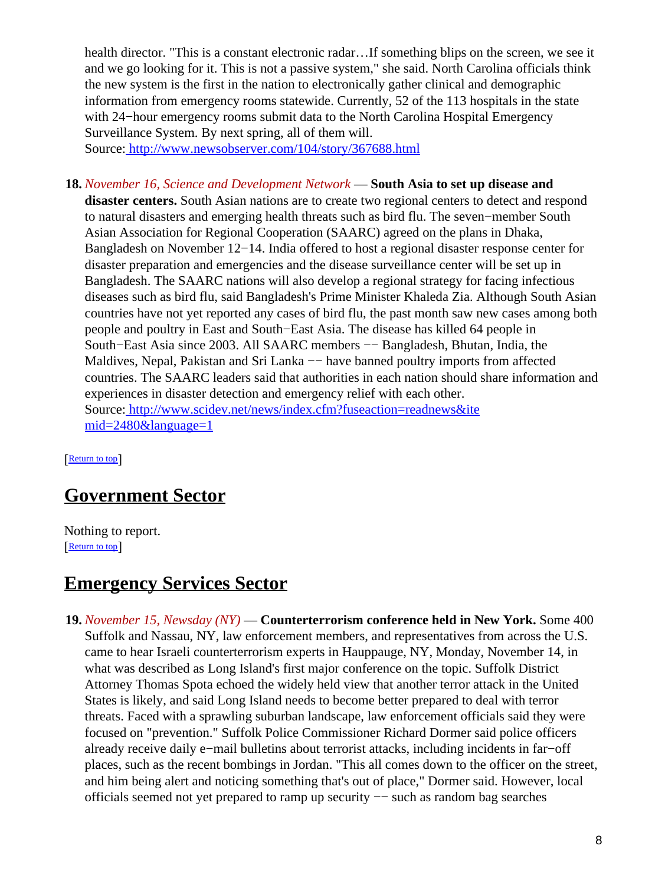health director. "This is a constant electronic radar…If something blips on the screen, we see it and we go looking for it. This is not a passive system," she said. North Carolina officials think the new system is the first in the nation to electronically gather clinical and demographic information from emergency rooms statewide. Currently, 52 of the 113 hospitals in the state with 24−hour emergency rooms submit data to the North Carolina Hospital Emergency Surveillance System. By next spring, all of them will.
Source: http://www.newsobserver.com/104/story/367688.html

18. *November 16, Science and Development Network* — **South Asia to set up disease and disaster centers.** South Asian nations are to create two regional centers to detect and respond to natural disasters and emerging health threats such as bird flu. The seven−member South Asian Association for Regional Cooperation (SAARC) agreed on the plans in Dhaka, Bangladesh on November 12−14. India offered to host a regional disaster response center for disaster preparation and emergencies and the disease surveillance center will be set up in Bangladesh. The SAARC nations will also develop a regional strategy for facing infectious diseases such as bird flu, said Bangladesh's Prime Minister Khaleda Zia. Although South Asian countries have not yet reported any cases of bird flu, the past month saw new cases among both people and poultry in East and South−East Asia. The disease has killed 64 people in South−East Asia since 2003. All SAARC members −− Bangladesh, Bhutan, India, the Maldives, Nepal, Pakistan and Sri Lanka −− have banned poultry imports from affected countries. The SAARC leaders said that authorities in each nation should share information and experiences in disaster detection and emergency relief with each other.
Source: http://www.scidev.net/news/index.cfm?fuseaction=readnews&itemid=2480&language=1

[Return to top]

## Government Sector

Nothing to report.
[Return to top]

## Emergency Services Sector

19. *November 15, Newsday (NY)* — **Counterterrorism conference held in New York.** Some 400 Suffolk and Nassau, NY, law enforcement members, and representatives from across the U.S. came to hear Israeli counterterrorism experts in Hauppauge, NY, Monday, November 14, in what was described as Long Island's first major conference on the topic. Suffolk District Attorney Thomas Spota echoed the widely held view that another terror attack in the United States is likely, and said Long Island needs to become better prepared to deal with terror threats. Faced with a sprawling suburban landscape, law enforcement officials said they were focused on "prevention." Suffolk Police Commissioner Richard Dormer said police officers already receive daily e−mail bulletins about terrorist attacks, including incidents in far−off places, such as the recent bombings in Jordan. "This all comes down to the officer on the street, and him being alert and noticing something that's out of place," Dormer said. However, local officials seemed not yet prepared to ramp up security −− such as random bag searches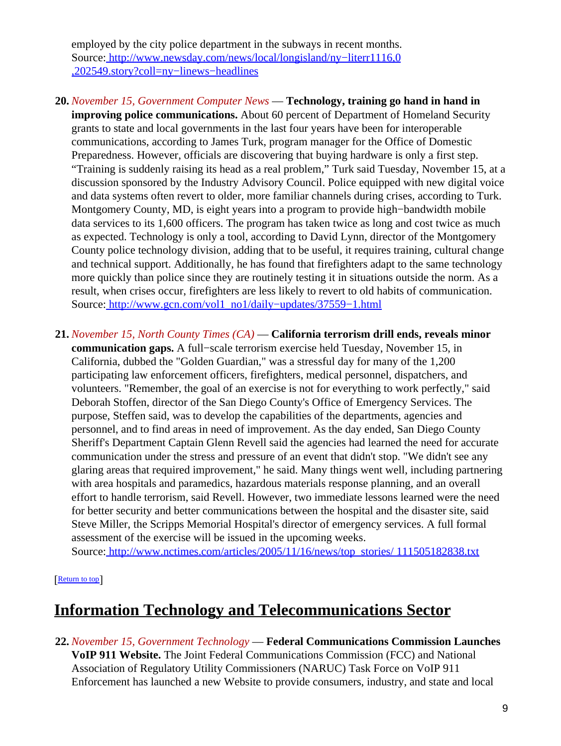employed by the city police department in the subways in recent months.
Source: [http://www.newsday.com/news/local/longisland/ny−literr1116,0,202549.story?coll=ny−linews−headlines](http://www.newsday.com/news/local/longisland/ny−literr1116,0,202549.story?coll=ny−linews−headlines)

20. *November 15, Government Computer News* — **Technology, training go hand in hand in improving police communications.** About 60 percent of Department of Homeland Security grants to state and local governments in the last four years have been for interoperable communications, according to James Turk, program manager for the Office of Domestic Preparedness. However, officials are discovering that buying hardware is only a first step. "Training is suddenly raising its head as a real problem," Turk said Tuesday, November 15, at a discussion sponsored by the Industry Advisory Council. Police equipped with new digital voice and data systems often revert to older, more familiar channels during crises, according to Turk. Montgomery County, MD, is eight years into a program to provide high−bandwidth mobile data services to its 1,600 officers. The program has taken twice as long and cost twice as much as expected. Technology is only a tool, according to David Lynn, director of the Montgomery County police technology division, adding that to be useful, it requires training, cultural change and technical support. Additionally, he has found that firefighters adapt to the same technology more quickly than police since they are routinely testing it in situations outside the norm. As a result, when crises occur, firefighters are less likely to revert to old habits of communication.
Source: [http://www.gcn.com/vol1_no1/daily−updates/37559−1.html](http://www.gcn.com/vol1_no1/daily−updates/37559−1.html)

21. *November 15, North County Times (CA)* — **California terrorism drill ends, reveals minor communication gaps.** A full−scale terrorism exercise held Tuesday, November 15, in California, dubbed the "Golden Guardian," was a stressful day for many of the 1,200 participating law enforcement officers, firefighters, medical personnel, dispatchers, and volunteers. "Remember, the goal of an exercise is not for everything to work perfectly," said Deborah Stoffen, director of the San Diego County's Office of Emergency Services. The purpose, Steffen said, was to develop the capabilities of the departments, agencies and personnel, and to find areas in need of improvement. As the day ended, San Diego County Sheriff's Department Captain Glenn Revell said the agencies had learned the need for accurate communication under the stress and pressure of an event that didn't stop. "We didn't see any glaring areas that required improvement," he said. Many things went well, including partnering with area hospitals and paramedics, hazardous materials response planning, and an overall effort to handle terrorism, said Revell. However, two immediate lessons learned were the need for better security and better communications between the hospital and the disaster site, said Steve Miller, the Scripps Memorial Hospital's director of emergency services. A full formal assessment of the exercise will be issued in the upcoming weeks.
Source: [http://www.nctimes.com/articles/2005/11/16/news/top_stories/ 111505182838.txt](http://www.nctimes.com/articles/2005/11/16/news/top_stories/111505182838.txt)

[Return to top]

## Information Technology and Telecommunications Sector

22. *November 15, Government Technology* — **Federal Communications Commission Launches VoIP 911 Website.** The Joint Federal Communications Commission (FCC) and National Association of Regulatory Utility Commissioners (NARUC) Task Force on VoIP 911 Enforcement has launched a new Website to provide consumers, industry, and state and local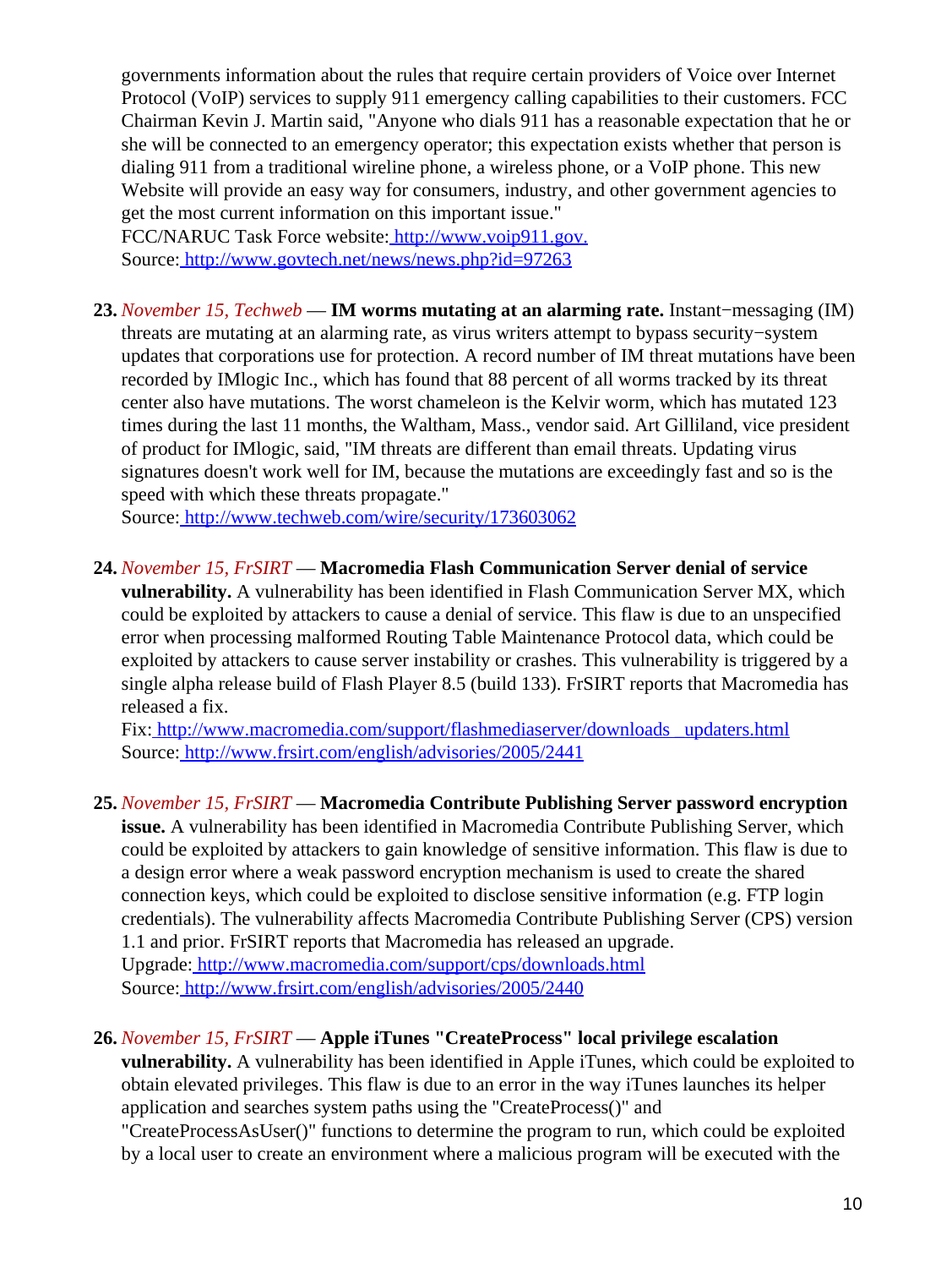governments information about the rules that require certain providers of Voice over Internet Protocol (VoIP) services to supply 911 emergency calling capabilities to their customers. FCC Chairman Kevin J. Martin said, "Anyone who dials 911 has a reasonable expectation that he or she will be connected to an emergency operator; this expectation exists whether that person is dialing 911 from a traditional wireline phone, a wireless phone, or a VoIP phone. This new Website will provide an easy way for consumers, industry, and other government agencies to get the most current information on this important issue."
FCC/NARUC Task Force website: http://www.voip911.gov.
Source: http://www.govtech.net/news/news.php?id=97263

23. *November 15, Techweb* — **IM worms mutating at an alarming rate.** Instant−messaging (IM) threats are mutating at an alarming rate, as virus writers attempt to bypass security−system updates that corporations use for protection. A record number of IM threat mutations have been recorded by IMlogic Inc., which has found that 88 percent of all worms tracked by its threat center also have mutations. The worst chameleon is the Kelvir worm, which has mutated 123 times during the last 11 months, the Waltham, Mass., vendor said. Art Gilliland, vice president of product for IMlogic, said, "IM threats are different than email threats. Updating virus signatures doesn't work well for IM, because the mutations are exceedingly fast and so is the speed with which these threats propagate."
Source: http://www.techweb.com/wire/security/173603062

24. *November 15, FrSIRT* — **Macromedia Flash Communication Server denial of service vulnerability.** A vulnerability has been identified in Flash Communication Server MX, which could be exploited by attackers to cause a denial of service. This flaw is due to an unspecified error when processing malformed Routing Table Maintenance Protocol data, which could be exploited by attackers to cause server instability or crashes. This vulnerability is triggered by a single alpha release build of Flash Player 8.5 (build 133). FrSIRT reports that Macromedia has released a fix.
Fix: http://www.macromedia.com/support/flashmediaserver/downloads_updaters.html
Source: http://www.frsirt.com/english/advisories/2005/2441

25. *November 15, FrSIRT* — **Macromedia Contribute Publishing Server password encryption issue.** A vulnerability has been identified in Macromedia Contribute Publishing Server, which could be exploited by attackers to gain knowledge of sensitive information. This flaw is due to a design error where a weak password encryption mechanism is used to create the shared connection keys, which could be exploited to disclose sensitive information (e.g. FTP login credentials). The vulnerability affects Macromedia Contribute Publishing Server (CPS) version 1.1 and prior. FrSIRT reports that Macromedia has released an upgrade.
Upgrade: http://www.macromedia.com/support/cps/downloads.html
Source: http://www.frsirt.com/english/advisories/2005/2440

26. *November 15, FrSIRT* — **Apple iTunes "CreateProcess" local privilege escalation vulnerability.** A vulnerability has been identified in Apple iTunes, which could be exploited to obtain elevated privileges. This flaw is due to an error in the way iTunes launches its helper application and searches system paths using the "CreateProcess()" and "CreateProcessAsUser()" functions to determine the program to run, which could be exploited by a local user to create an environment where a malicious program will be executed with the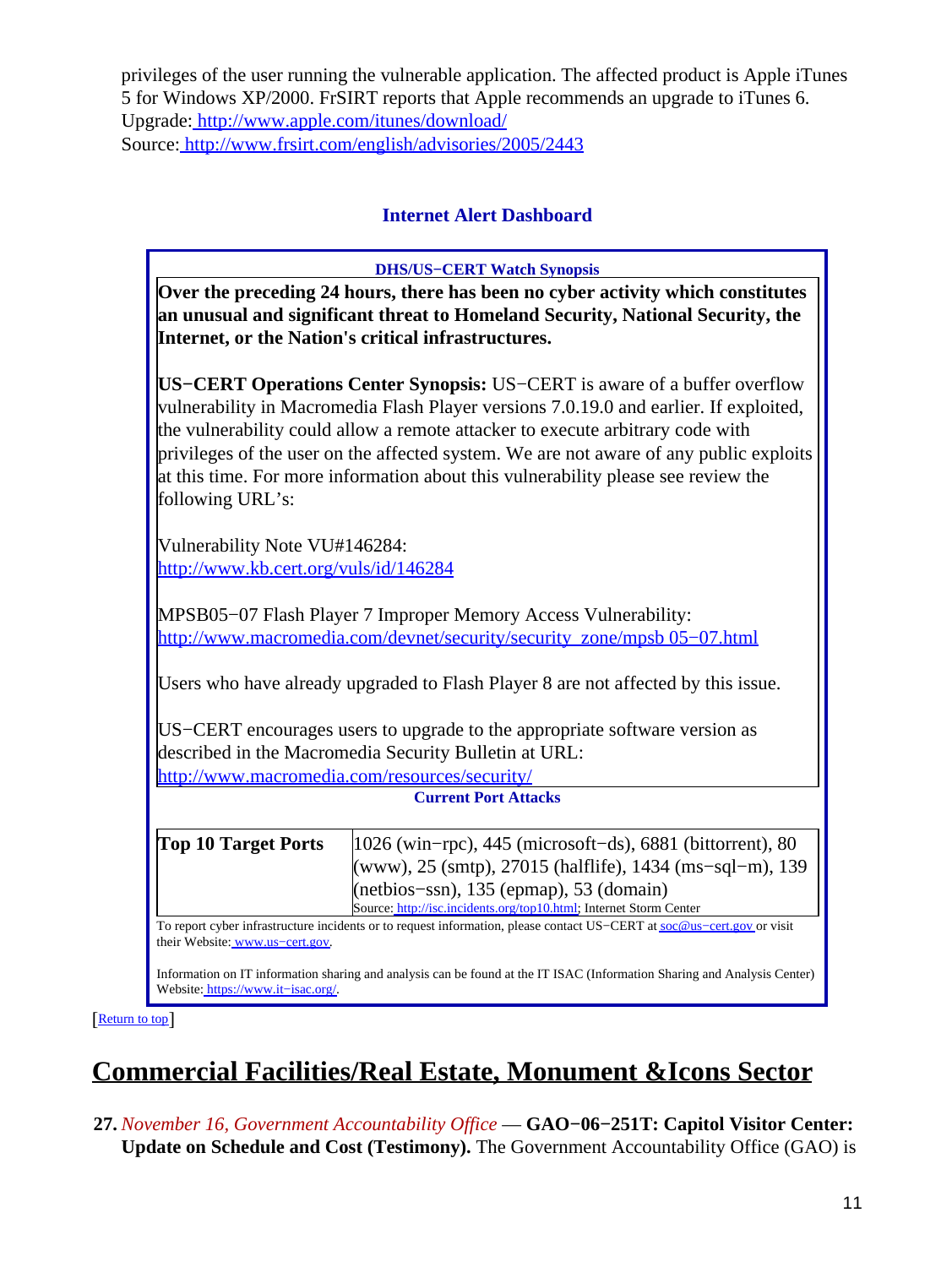privileges of the user running the vulnerable application. The affected product is Apple iTunes 5 for Windows XP/2000. FrSIRT reports that Apple recommends an upgrade to iTunes 6.
Upgrade: http://www.apple.com/itunes/download/
Source: http://www.frsirt.com/english/advisories/2005/2443

### Internet Alert Dashboard

**DHS/US−CERT Watch Synopsis**

**Over the preceding 24 hours, there has been no cyber activity which constitutes an unusual and significant threat to Homeland Security, National Security, the Internet, or the Nation's critical infrastructures.**

**US−CERT Operations Center Synopsis:** US−CERT is aware of a buffer overflow vulnerability in Macromedia Flash Player versions 7.0.19.0 and earlier. If exploited, the vulnerability could allow a remote attacker to execute arbitrary code with privileges of the user on the affected system. We are not aware of any public exploits at this time. For more information about this vulnerability please see review the following URL's:

Vulnerability Note VU#146284:
http://www.kb.cert.org/vuls/id/146284

MPSB05−07 Flash Player 7 Improper Memory Access Vulnerability:
http://www.macromedia.com/devnet/security/security_zone/mpsb 05−07.html

Users who have already upgraded to Flash Player 8 are not affected by this issue.

US−CERT encourages users to upgrade to the appropriate software version as described in the Macromedia Security Bulletin at URL:
http://www.macromedia.com/resources/security/

**Current Port Attacks**

| **Top 10 Target Ports** | 1026 (win−rpc), 445 (microsoft−ds), 6881 (bittorrent), 80 (www), 25 (smtp), 27015 (halflife), 1434 (ms−sql−m), 139 (netbios−ssn), 135 (epmap), 53 (domain)<br>Source: http://isc.incidents.org/top10.html; Internet Storm Center |
|---|---|

To report cyber infrastructure incidents or to request information, please contact US−CERT at soc@us−cert.gov or visit their Website: www.us−cert.gov.

Information on IT information sharing and analysis can be found at the IT ISAC (Information Sharing and Analysis Center) Website: https://www.it−isac.org/.

[Return to top]

## Commercial Facilities/Real Estate, Monument &Icons Sector

**27.** *November 16, Government Accountability Office* — **GAO−06−251T: Capitol Visitor Center: Update on Schedule and Cost (Testimony).** The Government Accountability Office (GAO) is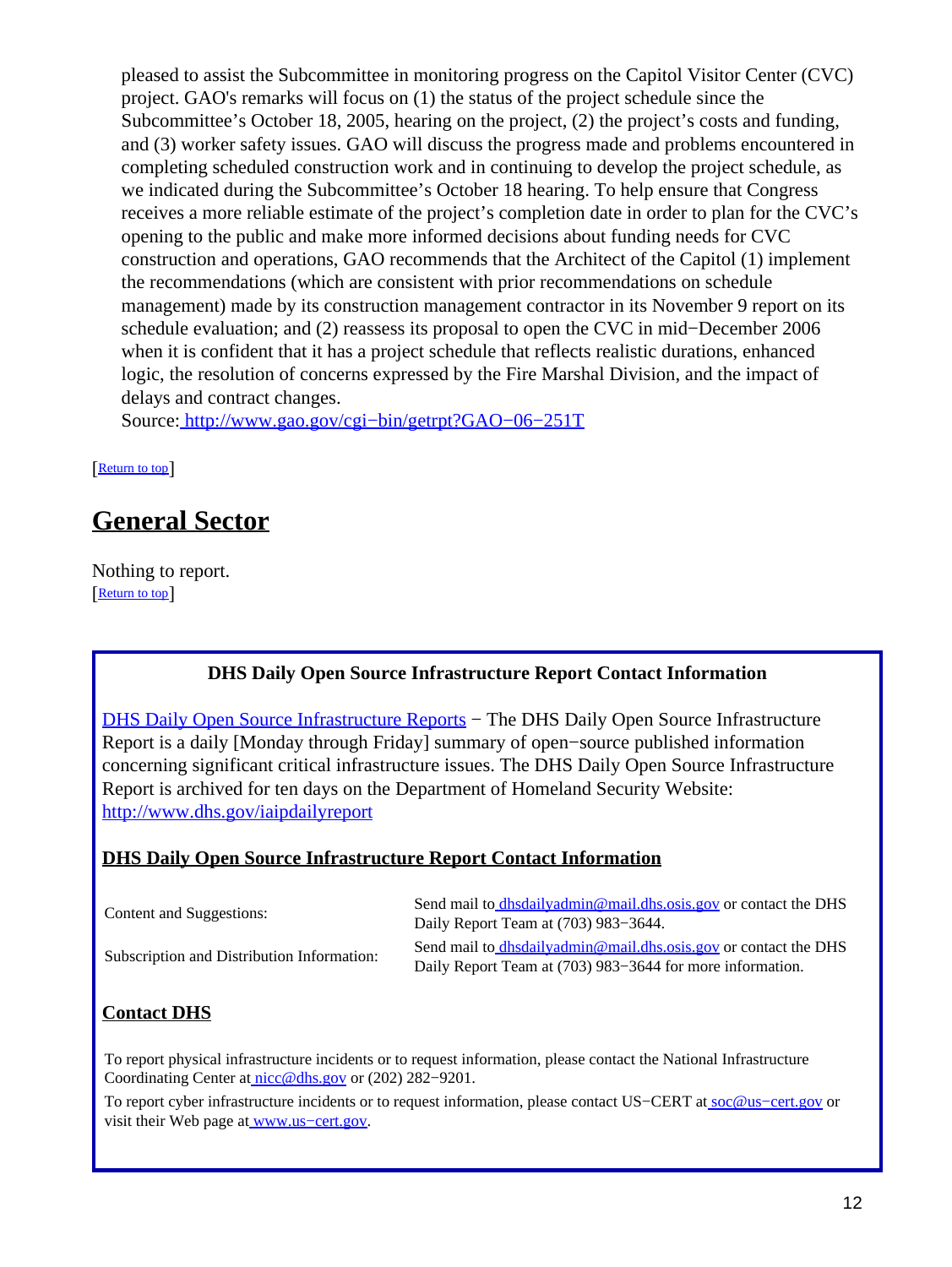pleased to assist the Subcommittee in monitoring progress on the Capitol Visitor Center (CVC) project. GAO's remarks will focus on (1) the status of the project schedule since the Subcommittee's October 18, 2005, hearing on the project, (2) the project's costs and funding, and (3) worker safety issues. GAO will discuss the progress made and problems encountered in completing scheduled construction work and in continuing to develop the project schedule, as we indicated during the Subcommittee's October 18 hearing. To help ensure that Congress receives a more reliable estimate of the project's completion date in order to plan for the CVC's opening to the public and make more informed decisions about funding needs for CVC construction and operations, GAO recommends that the Architect of the Capitol (1) implement the recommendations (which are consistent with prior recommendations on schedule management) made by its construction management contractor in its November 9 report on its schedule evaluation; and (2) reassess its proposal to open the CVC in mid−December 2006 when it is confident that it has a project schedule that reflects realistic durations, enhanced logic, the resolution of concerns expressed by the Fire Marshal Division, and the impact of delays and contract changes.
Source: http://www.gao.gov/cgi−bin/getrpt?GAO−06−251T

[Return to top]

## General Sector

Nothing to report.
[Return to top]

### DHS Daily Open Source Infrastructure Report Contact Information

DHS Daily Open Source Infrastructure Reports − The DHS Daily Open Source Infrastructure Report is a daily [Monday through Friday] summary of open−source published information concerning significant critical infrastructure issues. The DHS Daily Open Source Infrastructure Report is archived for ten days on the Department of Homeland Security Website: http://www.dhs.gov/iaipdailyreport

**DHS Daily Open Source Infrastructure Report Contact Information**

| | |
|---|---|
| Content and Suggestions: | Send mail to dhsdailyadmin@mail.dhs.osis.gov or contact the DHS Daily Report Team at (703) 983−3644. |
| Subscription and Distribution Information: | Send mail to dhsdailyadmin@mail.dhs.osis.gov or contact the DHS Daily Report Team at (703) 983−3644 for more information. |

**Contact DHS**

To report physical infrastructure incidents or to request information, please contact the National Infrastructure Coordinating Center at nicc@dhs.gov or (202) 282−9201.

To report cyber infrastructure incidents or to request information, please contact US−CERT at soc@us−cert.gov or visit their Web page at www.us−cert.gov.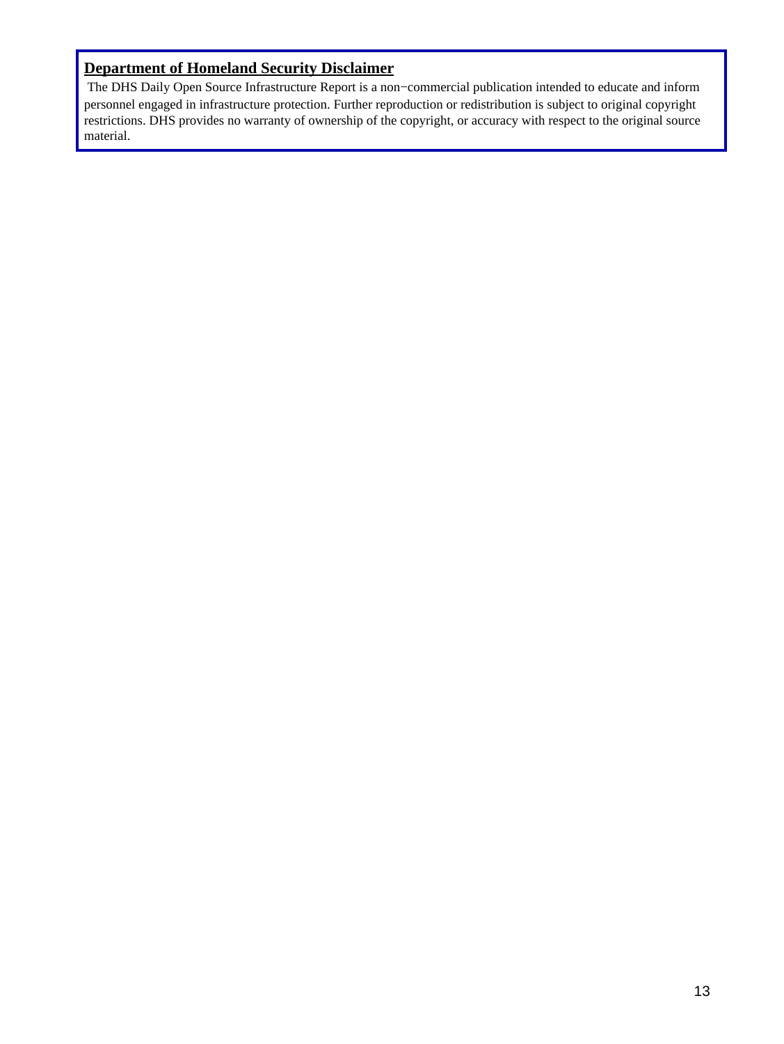**Department of Homeland Security Disclaimer**

The DHS Daily Open Source Infrastructure Report is a non−commercial publication intended to educate and inform personnel engaged in infrastructure protection. Further reproduction or redistribution is subject to original copyright restrictions. DHS provides no warranty of ownership of the copyright, or accuracy with respect to the original source material.